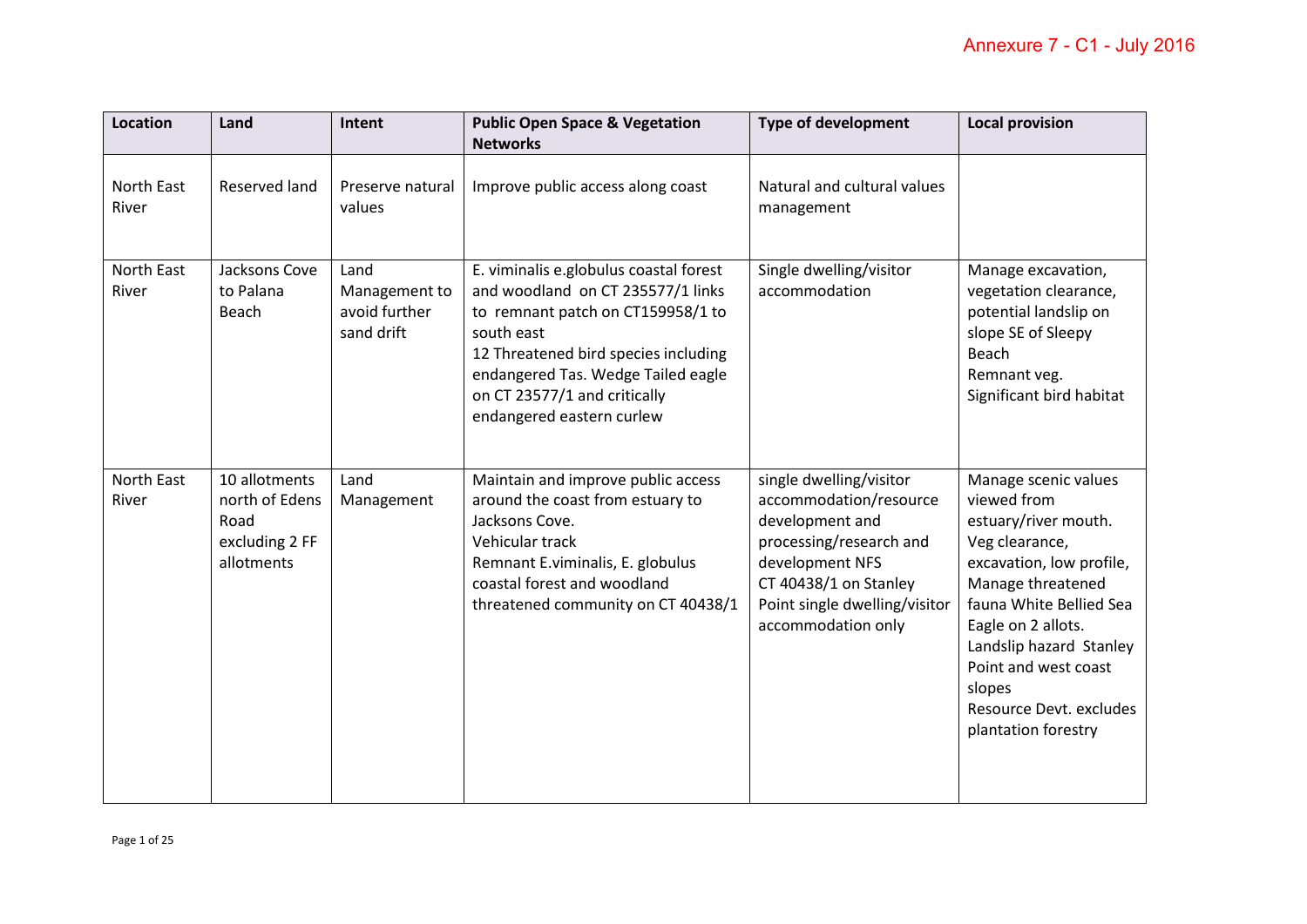Annexure 7 - C1 - July 2016

| Location | Land | Intent | Public Open Space & Vegetation Networks | Type of development | Local provision |
|---|---|---|---|---|---|
| North East River | Reserved land | Preserve natural values | Improve public access along coast | Natural and cultural values management | |
| North East River | Jacksons Cove to Palana Beach | Land Management to avoid further sand drift | E. viminalis e.globulus coastal forest and woodland on CT 235577/1 links to remnant patch on CT159958/1 to south east<br>12 Threatened bird species including endangered Tas. Wedge Tailed eagle on CT 23577/1 and critically endangered eastern curlew | Single dwelling/visitor accommodation | Manage excavation, vegetation clearance, potential landslip on slope SE of Sleepy Beach<br>Remnant veg.<br>Significant bird habitat |
| North East River | 10 allotments north of Edens Road excluding 2 FF allotments | Land Management | Maintain and improve public access around the coast from estuary to Jacksons Cove.<br>Vehicular track<br>Remnant E.viminalis, E. globulus coastal forest and woodland threatened community on CT 40438/1 | single dwelling/visitor accommodation/resource development and processing/research and development NFS<br>CT 40438/1 on Stanley Point single dwelling/visitor accommodation only | Manage scenic values viewed from estuary/river mouth.<br>Veg clearance, excavation, low profile,<br>Manage threatened fauna White Bellied Sea Eagle on 2 allots.<br>Landslip hazard Stanley Point and west coast slopes<br>Resource Devt. excludes plantation forestry |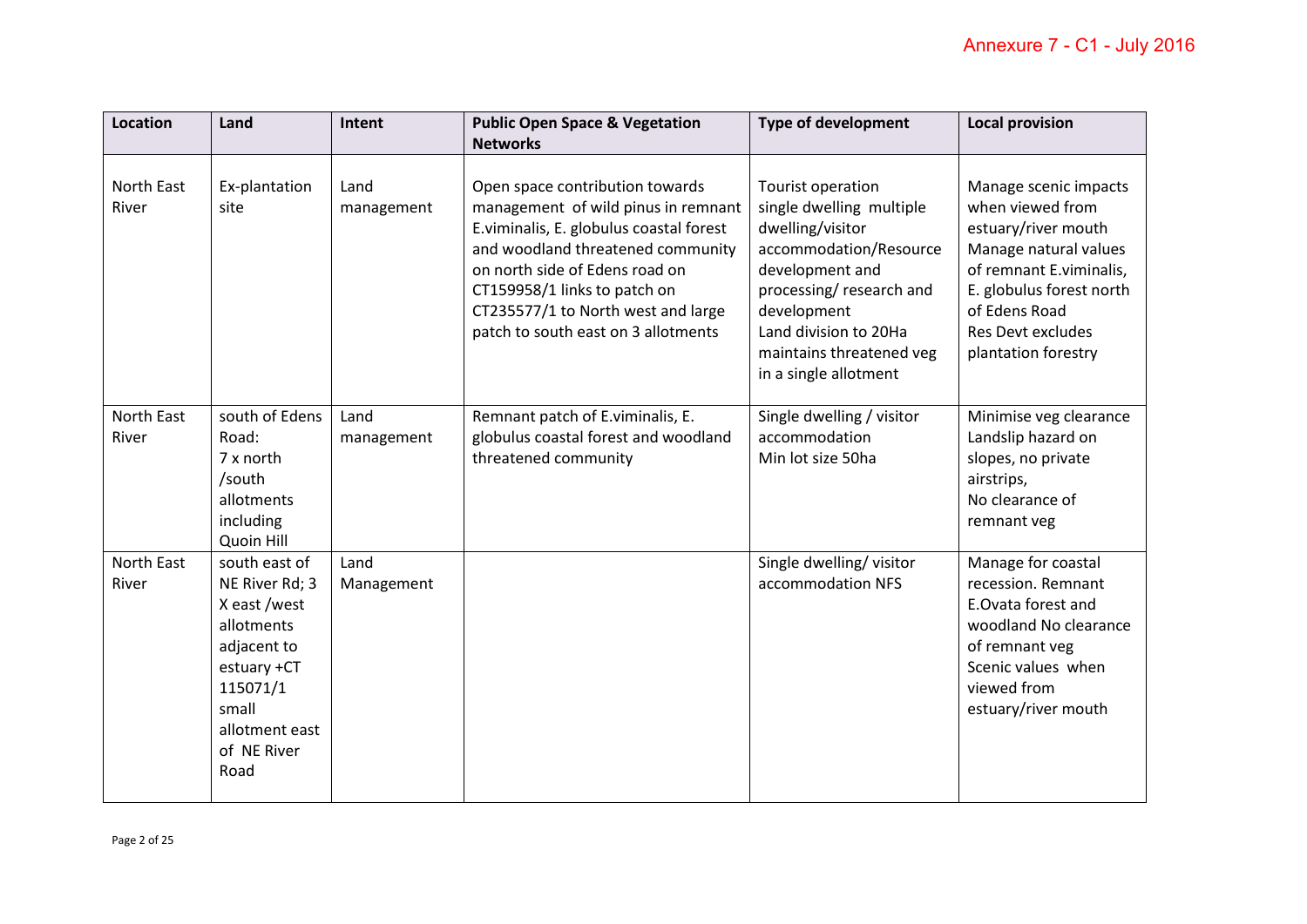Annexure 7 - C1 - July 2016

| Location | Land | Intent | Public Open Space & Vegetation Networks | Type of development | Local provision |
|---|---|---|---|---|---|
| North East River | Ex-plantation site | Land management | Open space contribution towards management of wild pinus in remnant E.viminalis, E. globulus coastal forest and woodland threatened community on north side of Edens road on CT159958/1 links to patch on CT235577/1 to North west and large patch to south east on 3 allotments | Tourist operation single dwelling multiple dwelling/visitor accommodation/Resource development and processing/ research and development Land division to 20Ha maintains threatened veg in a single allotment | Manage scenic impacts when viewed from estuary/river mouth Manage natural values of remnant E.viminalis, E. globulus forest north of Edens Road Res Devt excludes plantation forestry |
| North East River | south of Edens Road: 7 x north /south allotments including Quoin Hill | Land management | Remnant patch of E.viminalis, E. globulus coastal forest and woodland threatened community | Single dwelling / visitor accommodation Min lot size 50ha | Minimise veg clearance Landslip hazard on slopes, no private airstrips, No clearance of remnant veg |
| North East River | south east of NE River Rd; 3 X east /west allotments adjacent to estuary +CT 115071/1 small allotment east of NE River Road | Land Management | | Single dwelling/ visitor accommodation NFS | Manage for coastal recession. Remnant E.Ovata forest and woodland No clearance of remnant veg Scenic values when viewed from estuary/river mouth |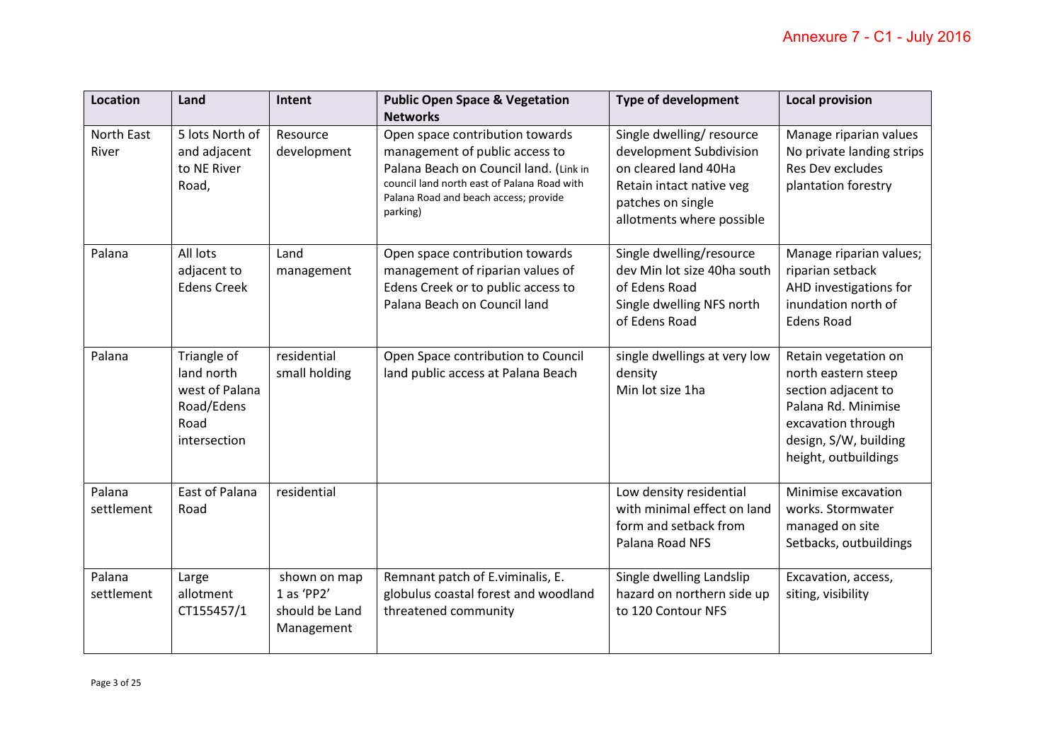| Location | Land | Intent | Public Open Space & Vegetation Networks | Type of development | Local provision |
|---|---|---|---|---|---|
| North East River | 5 lots North of and adjacent to NE River Road, | Resource development | Open space contribution towards management of public access to Palana Beach on Council land. (Link in council land north east of Palana Road with Palana Road and beach access; provide parking) | Single dwelling/ resource development Subdivision on cleared land 40Ha Retain intact native veg patches on single allotments where possible | Manage riparian values No private landing strips Res Dev excludes plantation forestry |
| Palana | All lots adjacent to Edens Creek | Land management | Open space contribution towards management of riparian values of Edens Creek or to public access to Palana Beach on Council land | Single dwelling/resource dev Min lot size 40ha south of Edens Road Single dwelling NFS north of Edens Road | Manage riparian values; riparian setback AHD investigations for inundation north of Edens Road |
| Palana | Triangle of land north west of Palana Road/Edens Road intersection | residential small holding | Open Space contribution to Council land public access at Palana Beach | single dwellings at very low density Min lot size 1ha | Retain vegetation on north eastern steep section adjacent to Palana Rd. Minimise excavation through design, S/W, building height, outbuildings |
| Palana settlement | East of Palana Road | residential | | Low density residential with minimal effect on land form and setback from Palana Road NFS | Minimise excavation works. Stormwater managed on site Setbacks, outbuildings |
| Palana settlement | Large allotment CT155457/1 | shown on map 1 as 'PP2' should be Land Management | Remnant patch of E.viminalis, E. globulus coastal forest and woodland threatened community | Single dwelling Landslip hazard on northern side up to 120 Contour NFS | Excavation, access, siting, visibility |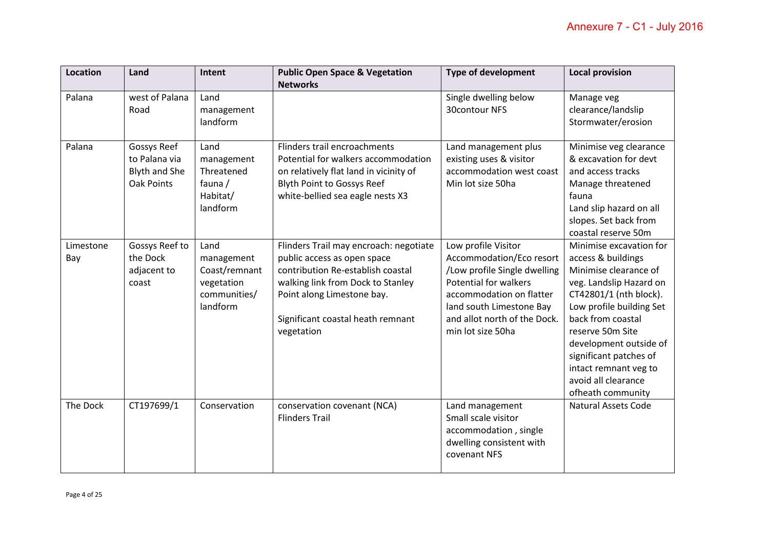| Location | Land | Intent | Public Open Space & Vegetation Networks | Type of development | Local provision |
|---|---|---|---|---|---|
| Palana | west of Palana Road | Land management landform | | Single dwelling below 30contour NFS | Manage veg clearance/landslip Stormwater/erosion |
| Palana | Gossys Reef to Palana via Blyth and She Oak Points | Land management Threatened fauna / Habitat/ landform | Flinders trail encroachments Potential for walkers accommodation on relatively flat land in vicinity of Blyth Point to Gossys Reef white-bellied sea eagle nests X3 | Land management plus existing uses & visitor accommodation west coast Min lot size 50ha | Minimise veg clearance & excavation for devt and access tracks Manage threatened fauna Land slip hazard on all slopes. Set back from coastal reserve 50m |
| Limestone Bay | Gossys Reef to the Dock adjacent to coast | Land management Coast/remnant vegetation communities/ landform | Flinders Trail may encroach: negotiate public access as open space contribution Re-establish coastal walking link from Dock to Stanley Point along Limestone bay. Significant coastal heath remnant vegetation | Low profile Visitor Accommodation/Eco resort /Low profile Single dwelling Potential for walkers accommodation on flatter land south Limestone Bay and allot north of the Dock. min lot size 50ha | Minimise excavation for access & buildings Minimise clearance of veg. Landslip Hazard on CT42801/1 (nth block). Low profile building Set back from coastal reserve 50m Site development outside of significant patches of intact remnant veg to avoid all clearance ofheath community |
| The Dock | CT197699/1 | Conservation | conservation covenant (NCA) Flinders Trail | Land management Small scale visitor accommodation , single dwelling consistent with covenant NFS | Natural Assets Code |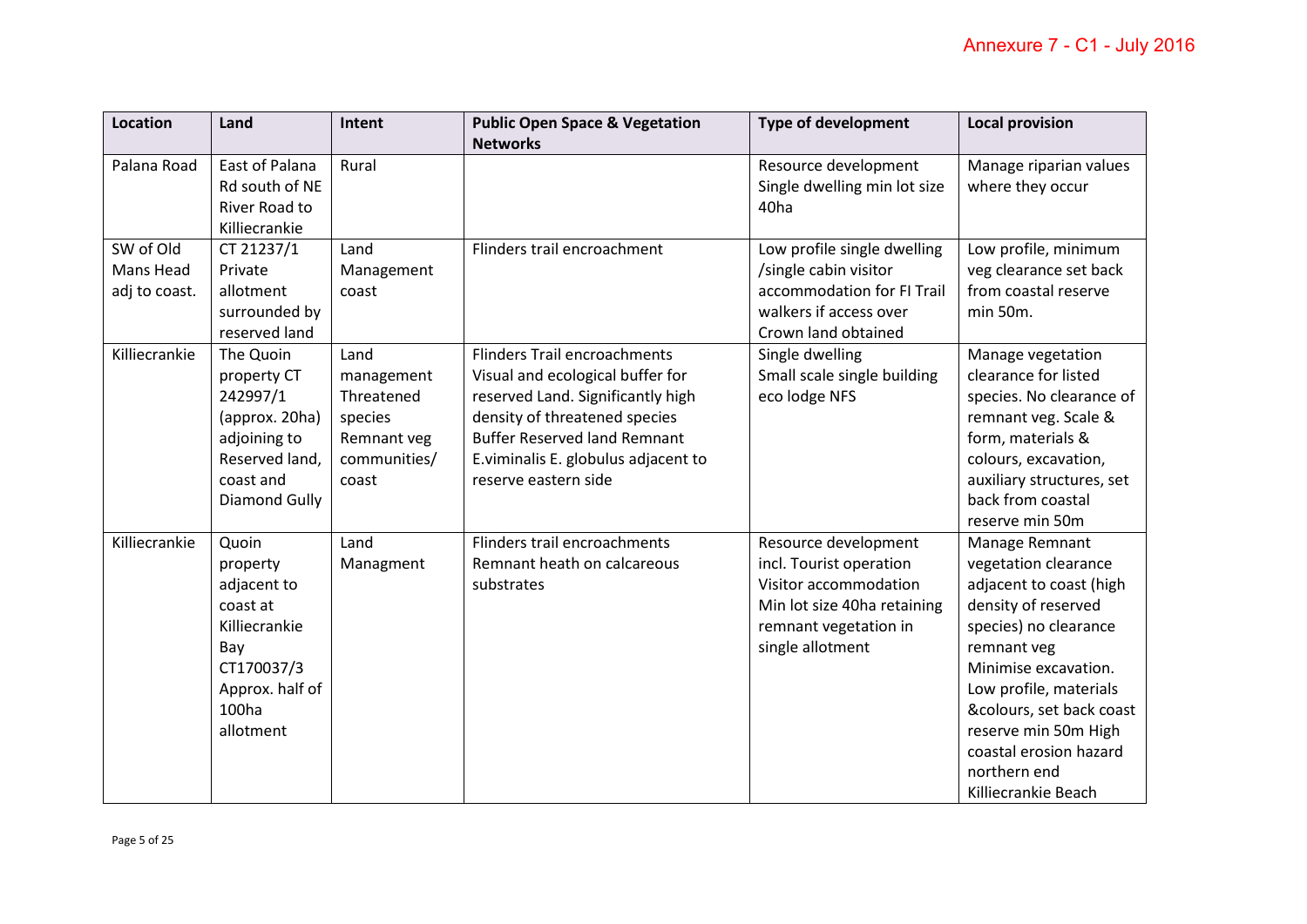| Location | Land | Intent | Public Open Space & Vegetation Networks | Type of development | Local provision |
|---|---|---|---|---|---|
| Palana Road | East of Palana Rd south of NE River Road to Killiecrankie | Rural | | Resource development<br>Single dwelling min lot size 40ha | Manage riparian values where they occur |
| SW of Old Mans Head adj to coast. | CT 21237/1 Private allotment surrounded by reserved land | Land Management coast | Flinders trail encroachment | Low profile single dwelling /single cabin visitor accommodation for Fl Trail walkers if access over Crown land obtained | Low profile, minimum veg clearance set back from coastal reserve min 50m. |
| Killiecrankie | The Quoin property CT 242997/1 (approx. 20ha) adjoining to Reserved land, coast and Diamond Gully | Land management Threatened species Remnant veg communities/ coast | Flinders Trail encroachments<br>Visual and ecological buffer for reserved Land. Significantly high density of threatened species<br>Buffer Reserved land Remnant E.viminalis E. globulus adjacent to reserve eastern side | Single dwelling<br>Small scale single building eco lodge NFS | Manage vegetation clearance for listed species. No clearance of remnant veg. Scale & form, materials & colours, excavation, auxiliary structures, set back from coastal reserve min 50m |
| Killiecrankie | Quoin property adjacent to coast at Killiecrankie Bay CT170037/3 Approx. half of 100ha allotment | Land Managment | Flinders trail encroachments<br>Remnant heath on calcareous substrates | Resource development incl. Tourist operation Visitor accommodation Min lot size 40ha retaining remnant vegetation in single allotment | Manage Remnant vegetation clearance adjacent to coast (high density of reserved species) no clearance remnant veg<br>Minimise excavation.<br>Low profile, materials &colours, set back coast reserve min 50m High coastal erosion hazard northern end Killiecrankie Beach |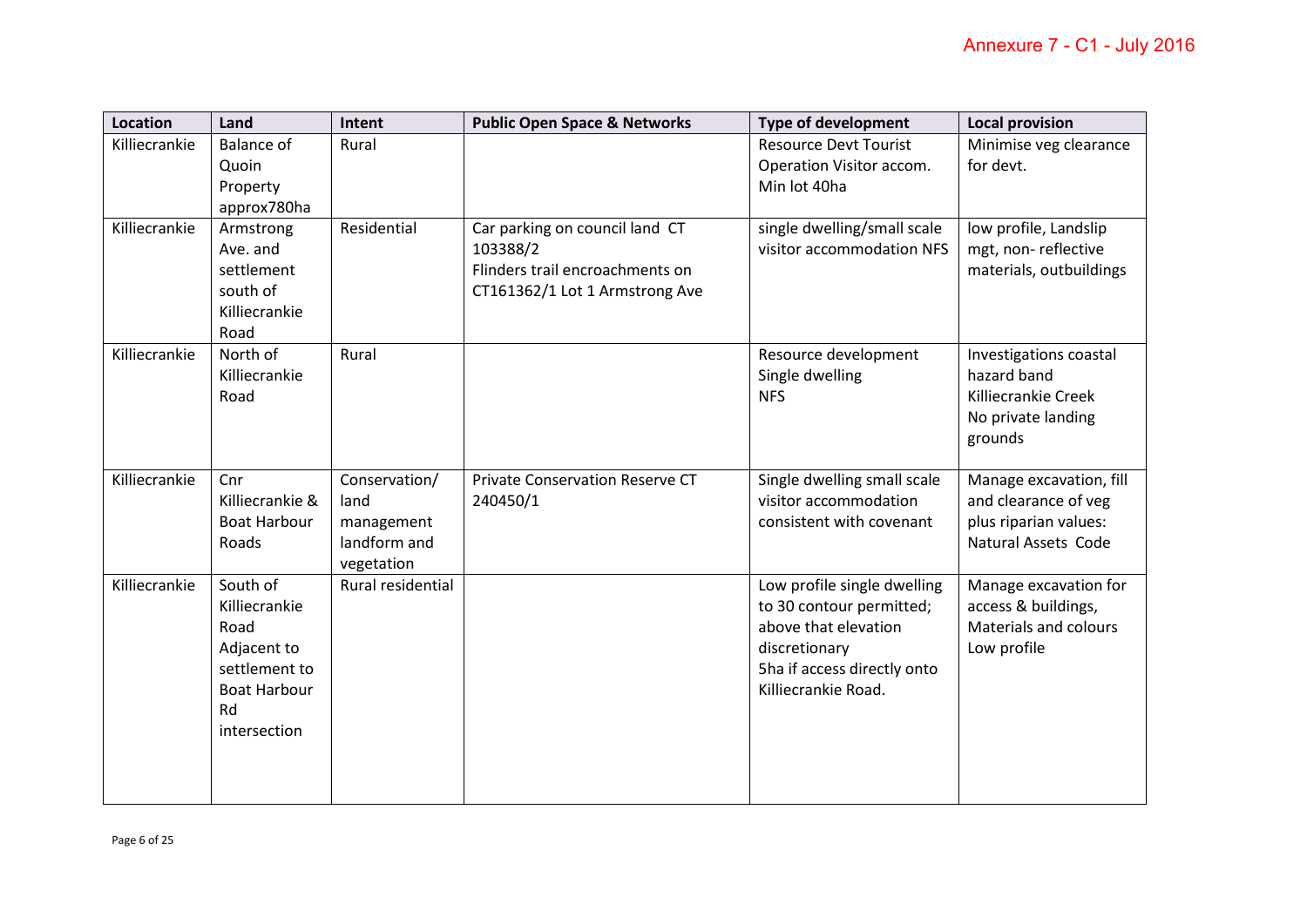| Location | Land | Intent | Public Open Space & Networks | Type of development | Local provision |
|---|---|---|---|---|---|
| Killiecrankie | Balance of Quoin Property approx780ha | Rural | | Resource Devt Tourist Operation Visitor accom. Min lot 40ha | Minimise veg clearance for devt. |
| Killiecrankie | Armstrong Ave. and settlement south of Killiecrankie Road | Residential | Car parking on council land CT 103388/2 Flinders trail encroachments on CT161362/1 Lot 1 Armstrong Ave | single dwelling/small scale visitor accommodation NFS | low profile, Landslip mgt, non- reflective materials, outbuildings |
| Killiecrankie | North of Killiecrankie Road | Rural | | Resource development Single dwelling NFS | Investigations coastal hazard band Killiecrankie Creek No private landing grounds |
| Killiecrankie | Cnr Killiecrankie & Boat Harbour Roads | Conservation/ land management landform and vegetation | Private Conservation Reserve CT 240450/1 | Single dwelling small scale visitor accommodation consistent with covenant | Manage excavation, fill and clearance of veg plus riparian values: Natural Assets Code |
| Killiecrankie | South of Killiecrankie Road Adjacent to settlement to Boat Harbour Rd intersection | Rural residential | | Low profile single dwelling to 30 contour permitted; above that elevation discretionary 5ha if access directly onto Killiecrankie Road. | Manage excavation for access & buildings, Materials and colours Low profile |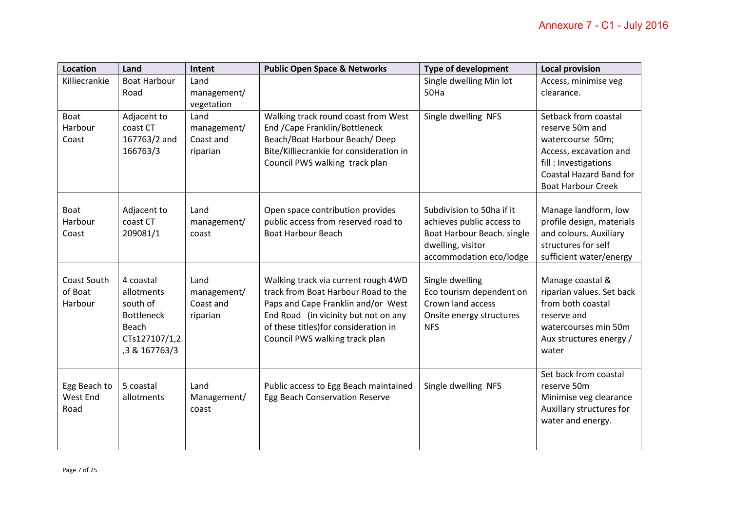Annexure 7 - C1 - July 2016

| Location | Land | Intent | Public Open Space & Networks | Type of development | Local provision |
|---|---|---|---|---|---|
| Killiecrankie | Boat Harbour Road | Land management/ vegetation | | Single dwelling Min lot 50Ha | Access, minimise veg clearance. |
| Boat Harbour Coast | Adjacent to coast CT 167763/2 and 166763/3 | Land management/ Coast and riparian | Walking track round coast from West End /Cape Franklin/Bottleneck Beach/Boat Harbour Beach/ Deep Bite/Killiecrankie for consideration in Council PWS walking track plan | Single dwelling NFS | Setback from coastal reserve 50m and watercourse 50m; Access, excavation and fill : Investigations Coastal Hazard Band for Boat Harbour Creek |
| Boat Harbour Coast | Adjacent to coast CT 209081/1 | Land management/ coast | Open space contribution provides public access from reserved road to Boat Harbour Beach | Subdivision to 50ha if it achieves public access to Boat Harbour Beach. single dwelling, visitor accommodation eco/lodge | Manage landform, low profile design, materials and colours. Auxiliary structures for self sufficient water/energy |
| Coast South of Boat Harbour | 4 coastal allotments south of Bottleneck Beach CTs127107/1,2,3 & 167763/3 | Land management/ Coast and riparian | Walking track via current rough 4WD track from Boat Harbour Road to the Paps and Cape Franklin and/or West End Road (in vicinity but not on any of these titles)for consideration in Council PWS walking track plan | Single dwelling Eco tourism dependent on Crown land access Onsite energy structures NFS | Manage coastal & riparian values. Set back from both coastal reserve and watercourses min 50m Aux structures energy / water |
| Egg Beach to West End Road | 5 coastal allotments | Land Management/ coast | Public access to Egg Beach maintained Egg Beach Conservation Reserve | Single dwelling NFS | Set back from coastal reserve 50m Minimise veg clearance Auxillary structures for water and energy. |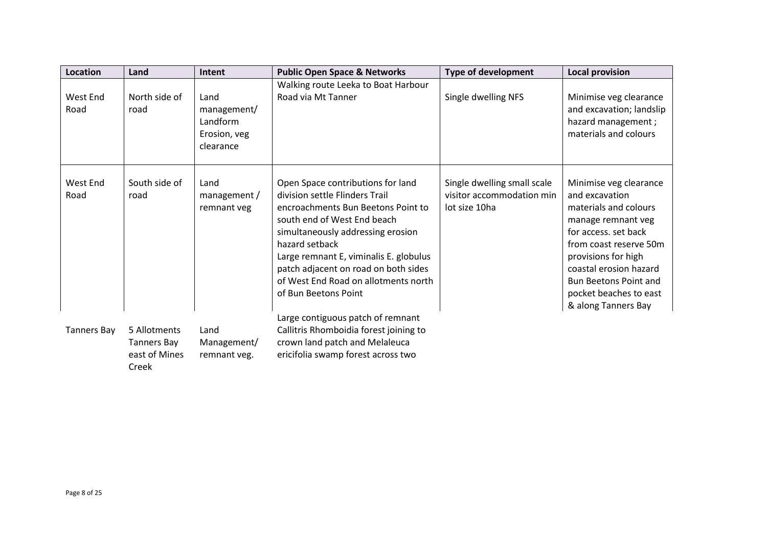| Location | Land | Intent | Public Open Space & Networks | Type of development | Local provision |
|---|---|---|---|---|---|
| West End Road | North side of road | Land management/ Landform Erosion, veg clearance | Walking route Leeka to Boat Harbour Road via Mt Tanner | Single dwelling NFS | Minimise veg clearance and excavation; landslip hazard management ; materials and colours |
| West End Road | South side of road | Land management / remnant veg | Open Space contributions for land division settle Flinders Trail encroachments Bun Beetons Point to south end of West End beach simultaneously addressing erosion hazard setback<br>Large remnant E, viminalis E. globulus patch adjacent on road on both sides of West End Road on allotments north of Bun Beetons Point | Single dwelling small scale visitor accommodation min lot size 10ha | Minimise veg clearance and excavation materials and colours manage remnant veg for access. set back from coast reserve 50m provisions for high coastal erosion hazard Bun Beetons Point and pocket beaches to east & along Tanners Bay |
| Tanners Bay | 5 Allotments Tanners Bay east of Mines Creek | Land Management/ remnant veg. | Large contiguous patch of remnant Callitris Rhomboidia forest joining to crown land patch and Melaleuca ericifolia swamp forest across two | | |